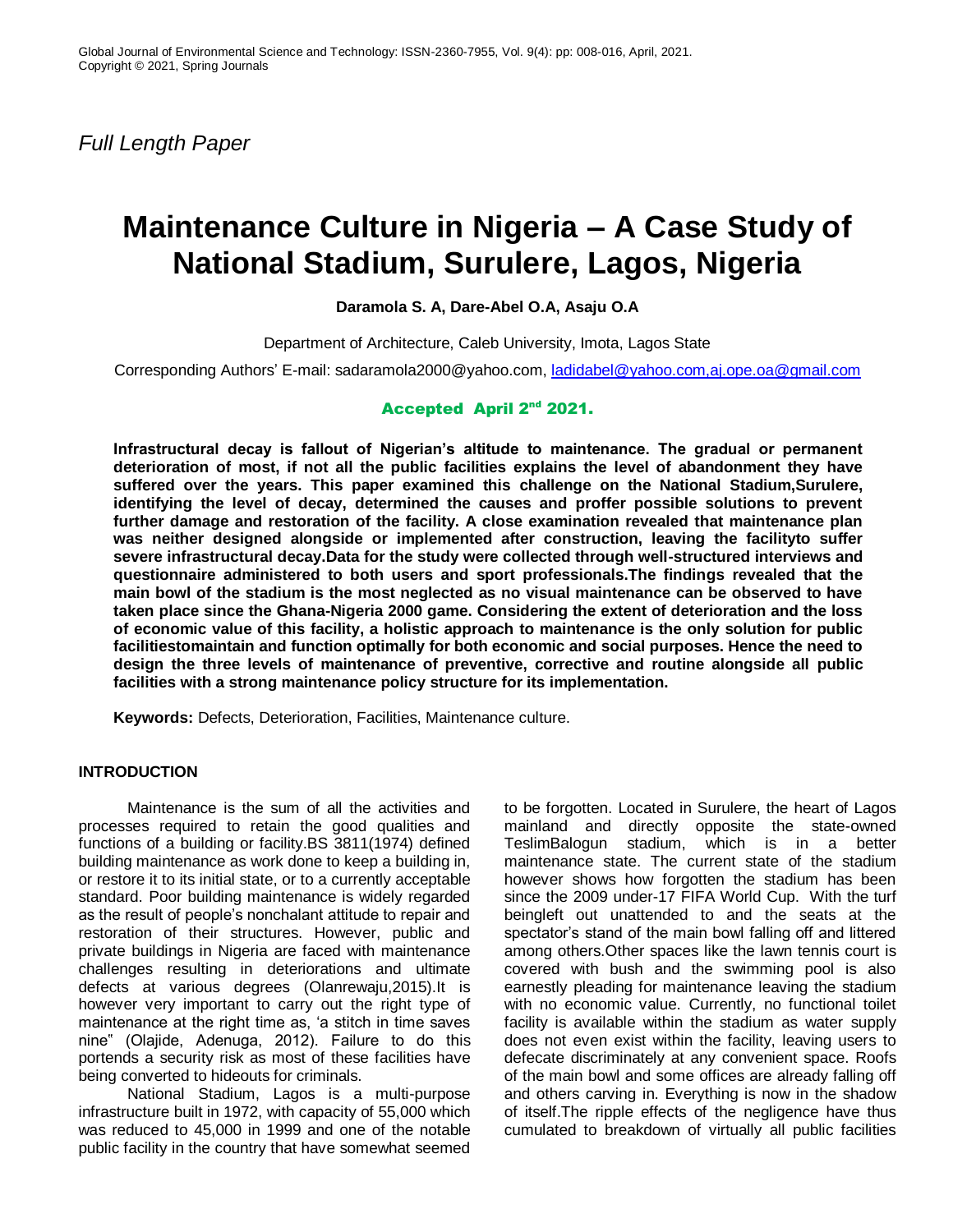*Full Length Paper*

# Maintenance Culture in Nigeria – A Case Study of National Stadium, Surulere, Lagos, Nigeria

**Daramola S. A, Dare-Abel O.A, Asaju O.A**

Department of Architecture, Caleb University, Imota, Lagos State

Corresponding Authors' E-mail: sadaramola2000@yahoo.com, ladidabel@yahoo.com,aj.ope.oa@gmail.com

**Accepted April 2nd 2021.**

**Infrastructural decay is fallout of Nigerian's altitude to maintenance. The gradual or permanent deterioration of most, if not all the public facilities explains the level of abandonment they have suffered over the years. This paper examined this challenge on the National Stadium,Surulere, identifying the level of decay, determined the causes and proffer possible solutions to prevent further damage and restoration of the facility. A close examination revealed that maintenance plan was neither designed alongside or implemented after construction, leaving the facilityto suffer severe infrastructural decay.Data for the study were collected through well-structured interviews and questionnaire administered to both users and sport professionals.The findings revealed that the main bowl of the stadium is the most neglected as no visual maintenance can be observed to have taken place since the Ghana-Nigeria 2000 game. Considering the extent of deterioration and the loss of economic value of this facility, a holistic approach to maintenance is the only solution for public facilitiestomaintain and function optimally for both economic and social purposes. Hence the need to design the three levels of maintenance of preventive, corrective and routine alongside all public facilities with a strong maintenance policy structure for its implementation.**

**Keywords:** Defects, Deterioration, Facilities, Maintenance culture.

## INTRODUCTION

Maintenance is the sum of all the activities and processes required to retain the good qualities and functions of a building or facility.BS 3811(1974) defined building maintenance as work done to keep a building in, or restore it to its initial state, or to a currently acceptable standard. Poor building maintenance is widely regarded as the result of people's nonchalant attitude to repair and restoration of their structures. However, public and private buildings in Nigeria are faced with maintenance challenges resulting in deteriorations and ultimate defects at various degrees (Olanrewaju,2015).It is however very important to carry out the right type of maintenance at the right time as, 'a stitch in time saves nine" (Olajide, Adenuga, 2012). Failure to do this portends a security risk as most of these facilities have being converted to hideouts for criminals.

National Stadium, Lagos is a multi-purpose infrastructure built in 1972, with capacity of 55,000 which was reduced to 45,000 in 1999 and one of the notable public facility in the country that have somewhat seemed to be forgotten. Located in Surulere, the heart of Lagos mainland and directly opposite the state-owned TeslimBalogun stadium, which is in a better maintenance state. The current state of the stadium however shows how forgotten the stadium has been since the 2009 under-17 FIFA World Cup. With the turf beingleft out unattended to and the seats at the spectator's stand of the main bowl falling off and littered among others.Other spaces like the lawn tennis court is covered with bush and the swimming pool is also earnestly pleading for maintenance leaving the stadium with no economic value. Currently, no functional toilet facility is available within the stadium as water supply does not even exist within the facility, leaving users to defecate discriminately at any convenient space. Roofs of the main bowl and some offices are already falling off and others carving in. Everything is now in the shadow of itself.The ripple effects of the negligence have thus cumulated to breakdown of virtually all public facilities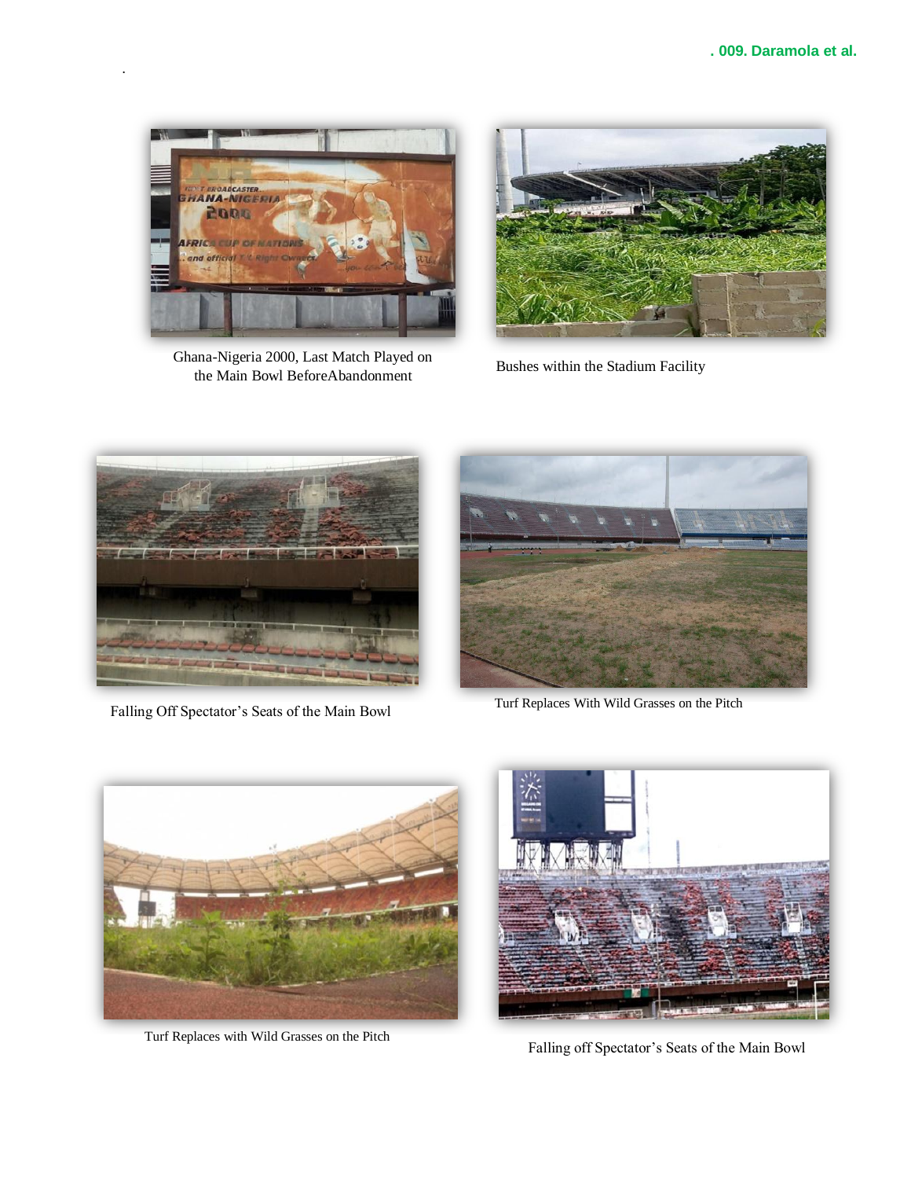Ghana-Nigeria 2000, Last Match Played on the Main Bowl BeforeAbandonment

Bushes within the Stadium Facility

Falling Off Spectator's Seats of the Main Bowl

Turf Replaces With Wild Grasses on the Pitch

Turf Replaces with Wild Grasses on the Pitch

Falling off Spectator's Seats of the Main Bowl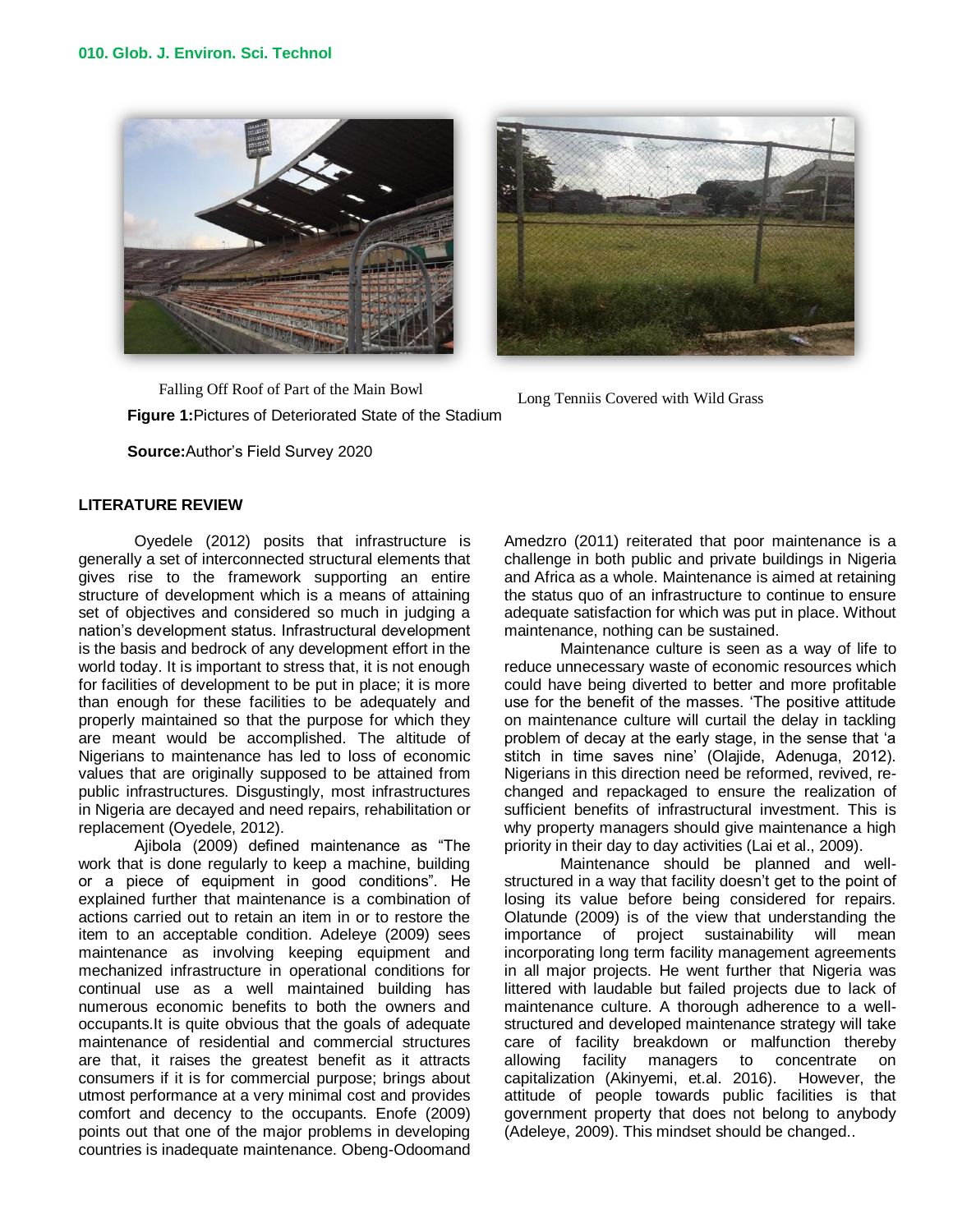Falling Off Roof of Part of the Main Bowl

Long Tenniis Covered with Wild Grass

**Figure 1:** Pictures of Deteriorated State of the Stadium

**Source:** Author's Field Survey 2020

## LITERATURE REVIEW

Oyedele (2012) posits that infrastructure is generally a set of interconnected structural elements that gives rise to the framework supporting an entire structure of development which is a means of attaining set of objectives and considered so much in judging a nation's development status. Infrastructural development is the basis and bedrock of any development effort in the world today. It is important to stress that, it is not enough for facilities of development to be put in place; it is more than enough for these facilities to be adequately and properly maintained so that the purpose for which they are meant would be accomplished. The altitude of Nigerians to maintenance has led to loss of economic values that are originally supposed to be attained from public infrastructures. Disgustingly, most infrastructures in Nigeria are decayed and need repairs, rehabilitation or replacement (Oyedele, 2012).

Ajibola (2009) defined maintenance as "The work that is done regularly to keep a machine, building or a piece of equipment in good conditions". He explained further that maintenance is a combination of actions carried out to retain an item in or to restore the item to an acceptable condition. Adeleye (2009) sees maintenance as involving keeping equipment and mechanized infrastructure in operational conditions for continual use as a well maintained building has numerous economic benefits to both the owners and occupants.It is quite obvious that the goals of adequate maintenance of residential and commercial structures are that, it raises the greatest benefit as it attracts consumers if it is for commercial purpose; brings about utmost performance at a very minimal cost and provides comfort and decency to the occupants. Enofe (2009) points out that one of the major problems in developing countries is inadequate maintenance. Obeng-Odoomand Amedzro (2011) reiterated that poor maintenance is a challenge in both public and private buildings in Nigeria and Africa as a whole. Maintenance is aimed at retaining the status quo of an infrastructure to continue to ensure adequate satisfaction for which was put in place. Without maintenance, nothing can be sustained.

Maintenance culture is seen as a way of life to reduce unnecessary waste of economic resources which could have being diverted to better and more profitable use for the benefit of the masses. 'The positive attitude on maintenance culture will curtail the delay in tackling problem of decay at the early stage, in the sense that 'a stitch in time saves nine' (Olajide, Adenuga, 2012). Nigerians in this direction need be reformed, revived, re-changed and repackaged to ensure the realization of sufficient benefits of infrastructural investment. This is why property managers should give maintenance a high priority in their day to day activities (Lai et al., 2009).

Maintenance should be planned and well-structured in a way that facility doesn't get to the point of losing its value before being considered for repairs. Olatunde (2009) is of the view that understanding the importance of project sustainability will mean incorporating long term facility management agreements in all major projects. He went further that Nigeria was littered with laudable but failed projects due to lack of maintenance culture. A thorough adherence to a well-structured and developed maintenance strategy will take care of facility breakdown or malfunction thereby allowing facility managers to concentrate on capitalization (Akinyemi, et.al. 2016). However, the attitude of people towards public facilities is that government property that does not belong to anybody (Adeleye, 2009). This mindset should be changed..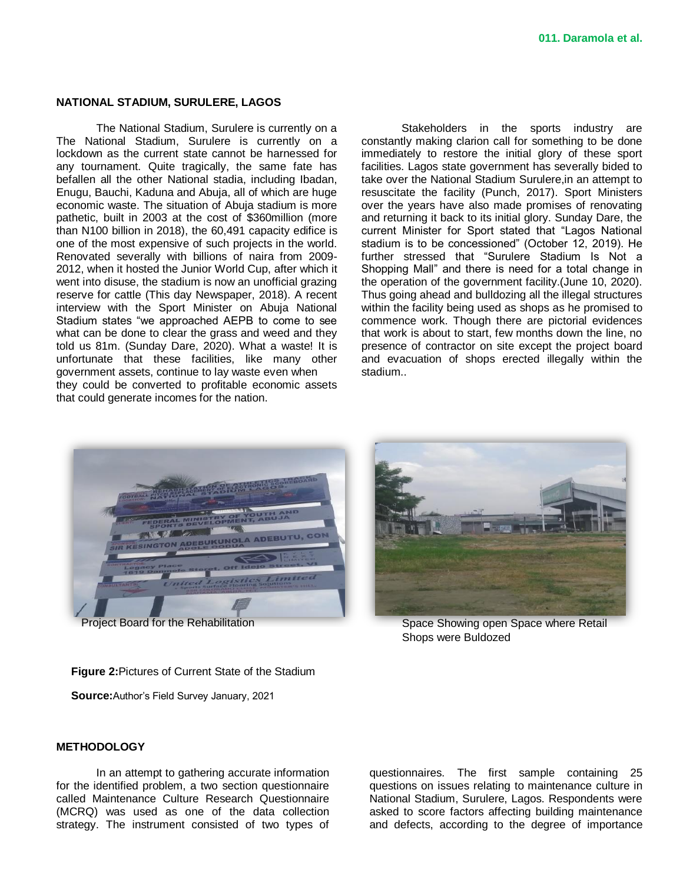## NATIONAL STADIUM, SURULERE, LAGOS

The National Stadium, Surulere is currently on a The National Stadium, Surulere is currently on a lockdown as the current state cannot be harnessed for any tournament. Quite tragically, the same fate has befallen all the other National stadia, including Ibadan, Enugu, Bauchi, Kaduna and Abuja, all of which are huge economic waste. The situation of Abuja stadium is more pathetic, built in 2003 at the cost of $360million (more than N100 billion in 2018), the 60,491 capacity edifice is one of the most expensive of such projects in the world. Renovated severally with billions of naira from 2009-2012, when it hosted the Junior World Cup, after which it went into disuse, the stadium is now an unofficial grazing reserve for cattle (This day Newspaper, 2018). A recent interview with the Sport Minister on Abuja National Stadium states "we approached AEPB to come to see what can be done to clear the grass and weed and they told us 81m. (Sunday Dare, 2020). What a waste! It is unfortunate that these facilities, like many other government assets, continue to lay waste even when they could be converted to profitable economic assets that could generate incomes for the nation.

Stakeholders in the sports industry are constantly making clarion call for something to be done immediately to restore the initial glory of these sport facilities. Lagos state government has severally bided to take over the National Stadium Surulere,in an attempt to resuscitate the facility (Punch, 2017). Sport Ministers over the years have also made promises of renovating and returning it back to its initial glory. Sunday Dare, the current Minister for Sport stated that "Lagos National stadium is to be concessioned" (October 12, 2019). He further stressed that "Surulere Stadium Is Not a Shopping Mall" and there is need for a total change in the operation of the government facility.(June 10, 2020). Thus going ahead and bulldozing all the illegal structures within the facility being used as shops as he promised to commence work. Though there are pictorial evidences that work is about to start, few months down the line, no presence of contractor on site except the project board and evacuation of shops erected illegally within the stadium..

Project Board for the Rehabilitation

Space Showing open Space where Retail Shops were Buldozed

**Figure 2:**Pictures of Current State of the Stadium

**Source:**Author's Field Survey January, 2021

## METHODOLOGY

In an attempt to gathering accurate information for the identified problem, a two section questionnaire called Maintenance Culture Research Questionnaire (MCRQ) was used as one of the data collection strategy. The instrument consisted of two types of questionnaires. The first sample containing 25 questions on issues relating to maintenance culture in National Stadium, Surulere, Lagos. Respondents were asked to score factors affecting building maintenance and defects, according to the degree of importance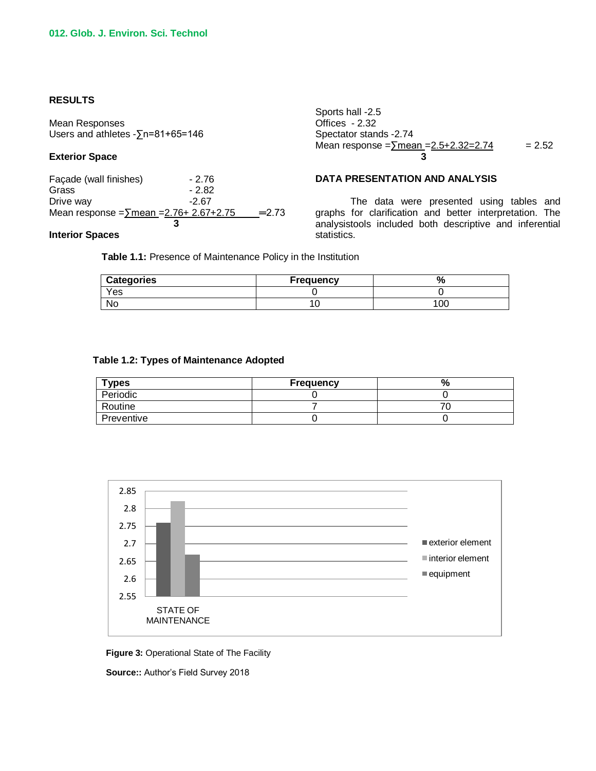## RESULTS

Mean Responses
Users and athletes -∑n=81+65=146

### Exterior Space

Façade (wall finishes) - 2.76
Grass - 2.82
Drive way -2.67

$$\text{Mean response} = \frac{\sum \text{mean}}{3} = \frac{2.76 + 2.67 + 2.75}{3} = 2.73$$

### Interior Spaces

Sports hall -2.5
Offices - 2.32
Spectator stands -2.74

$$\text{Mean response} = \frac{\sum \text{mean}}{3} = \frac{2.5 + 2.32 = 2.74}{3} = 2.52$$

## DATA PRESENTATION AND ANALYSIS

The data were presented using tables and graphs for clarification and better interpretation. The analysistools included both descriptive and inferential statistics.

**Table 1.1:** Presence of Maintenance Policy in the Institution

| Categories | Frequency | % |
|---|---|---|
| Yes | 0 | 0 |
| No | 10 | 100 |

**Table 1.2: Types of Maintenance Adopted**

| Types | Frequency | % |
|---|---|---|
| Periodic | 0 | 0 |
| Routine | 7 | 70 |
| Preventive | 0 | 0 |

**Figure 3:** Operational State of The Facility

**Source::** Author's Field Survey 2018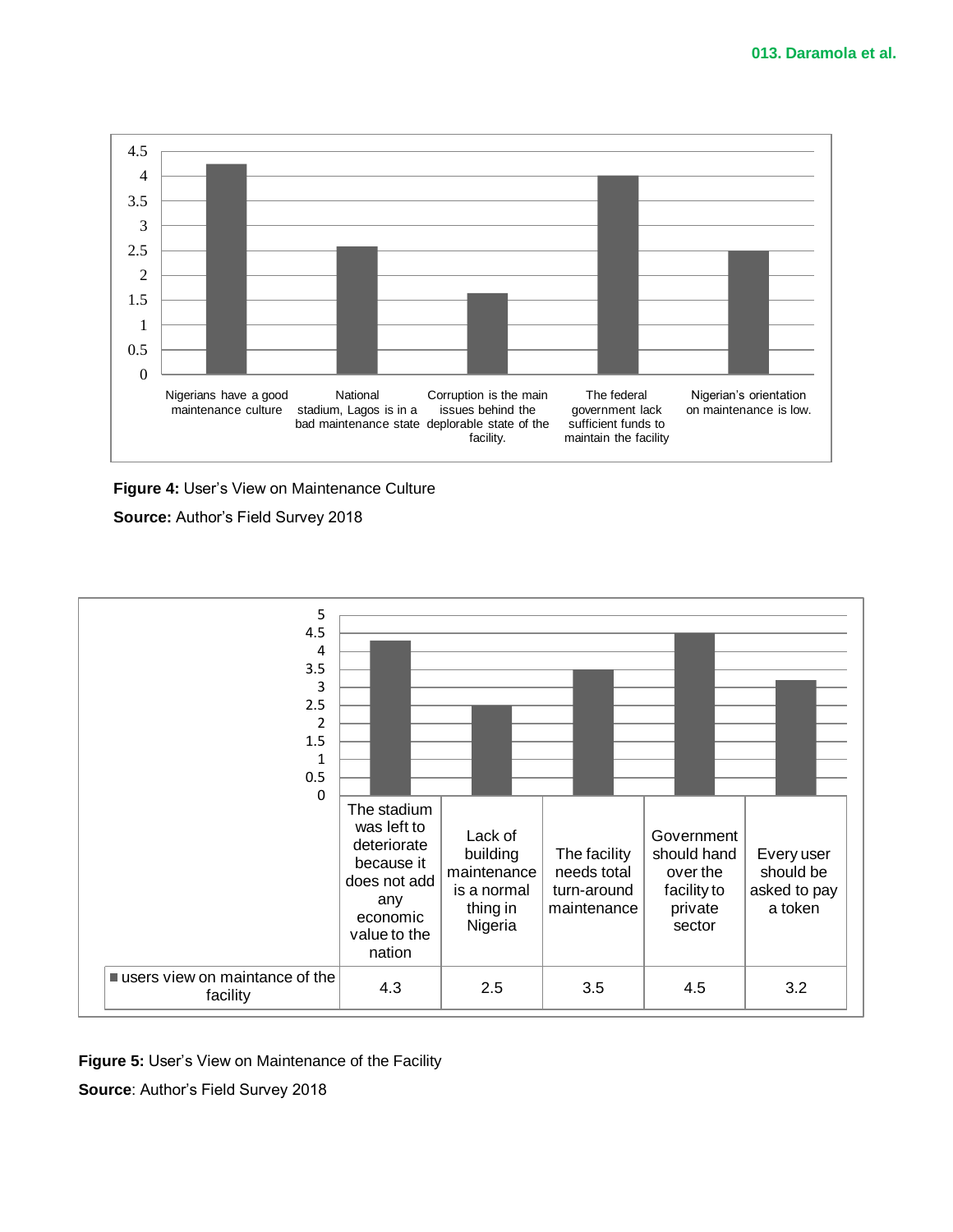Figure 4: **Figure 4:** User's View on Maintenance Culture

**Source:** Author's Field Survey 2018

| | The stadium was left to deteriorate because it does not add any economic value to the nation | Lack of building maintenance is a normal thing in Nigeria | The facility needs total turn-around maintenance | Government should hand over the facility to private sector | Every user should be asked to pay a token |
|---|---|---|---|---|---|
| users view on maintance of the facility | 4.3 | 2.5 | 3.5 | 4.5 | 3.2 |

**Figure 5:** User's View on Maintenance of the Facility

**Source**: Author's Field Survey 2018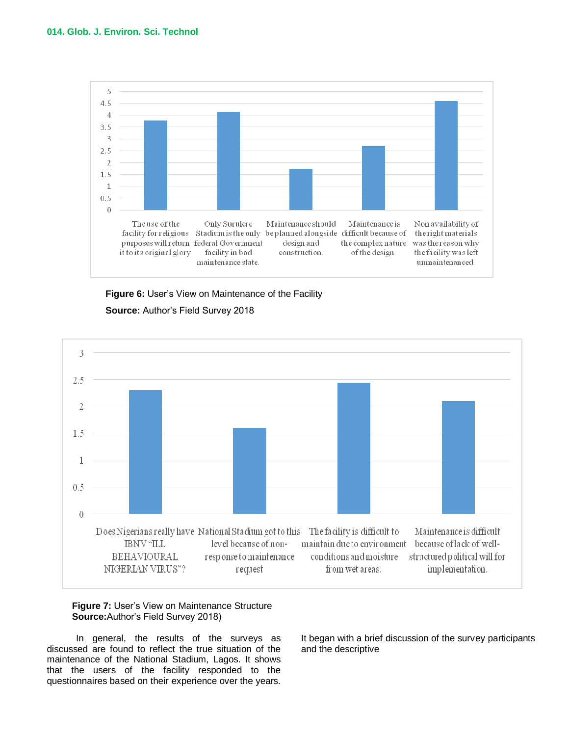**Figure 6:** User's View on Maintenance of the Facility

**Source:** Author's Field Survey 2018

**Figure 7:** User's View on Maintenance Structure

**Source:**Author's Field Survey 2018)

In general, the results of the surveys as discussed are found to reflect the true situation of the maintenance of the National Stadium, Lagos. It shows that the users of the facility responded to the questionnaires based on their experience over the years. It began with a brief discussion of the survey participants and the descriptive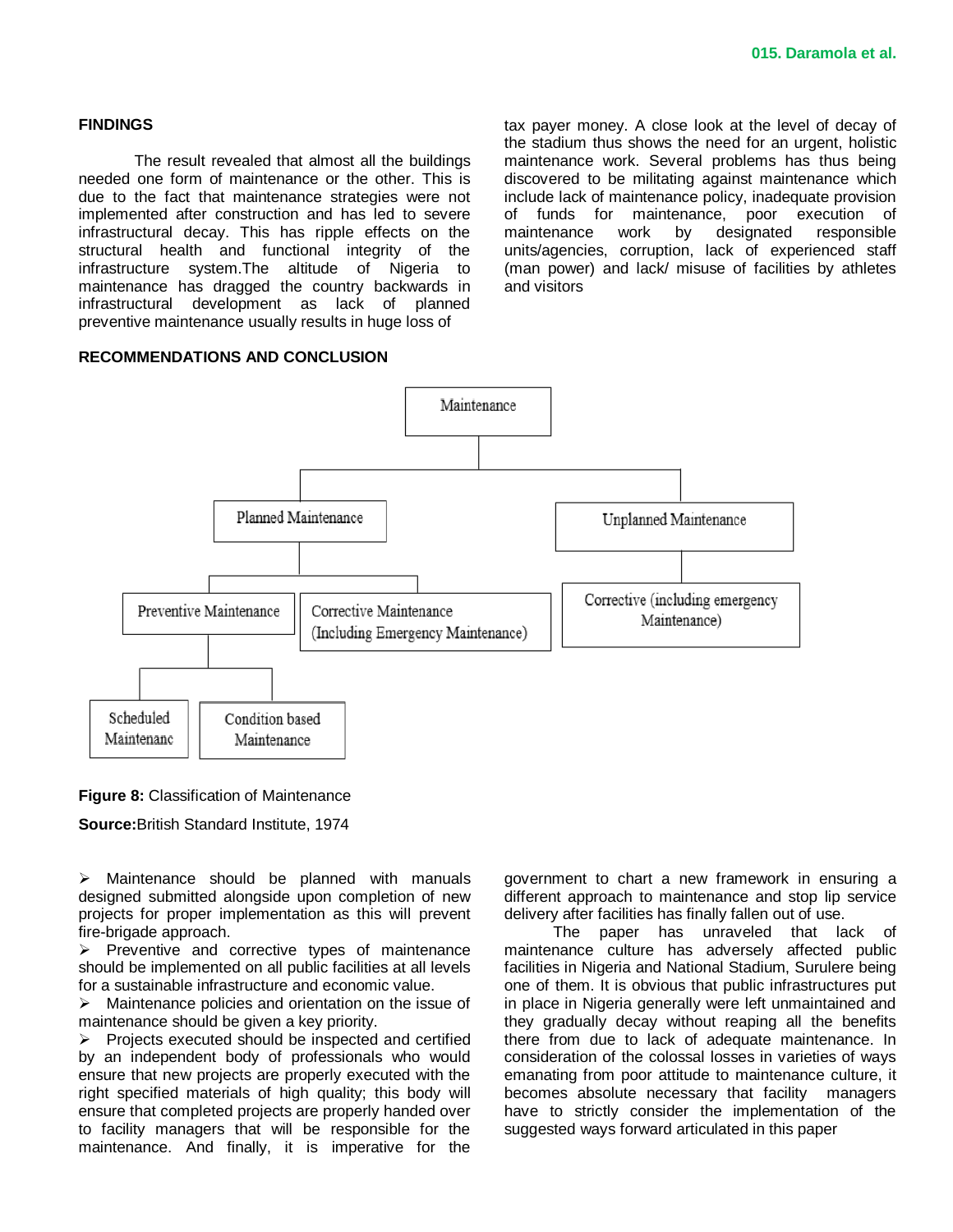## FINDINGS

The result revealed that almost all the buildings needed one form of maintenance or the other. This is due to the fact that maintenance strategies were not implemented after construction and has led to severe infrastructural decay. This has ripple effects on the structural health and functional integrity of the infrastructure system.The altitude of Nigeria to maintenance has dragged the country backwards in infrastructural development as lack of planned preventive maintenance usually results in huge loss of tax payer money. A close look at the level of decay of the stadium thus shows the need for an urgent, holistic maintenance work. Several problems has thus being discovered to be militating against maintenance which include lack of maintenance policy, inadequate provision of funds for maintenance, poor execution of maintenance work by designated responsible units/agencies, corruption, lack of experienced staff (man power) and lack/ misuse of facilities by athletes and visitors

## RECOMMENDATIONS AND CONCLUSION

- Maintenance
  - Planned Maintenance
    - Preventive Maintenance
      - Scheduled Maintenanc
      - Condition based Maintenance
    - Corrective Maintenance (Including Emergency Maintenance)
  - Unplanned Maintenance
    - Corrective (including emergency Maintenance)

**Figure 8:** Classification of Maintenance

**Source:**British Standard Institute, 1974

- Maintenance should be planned with manuals designed submitted alongside upon completion of new projects for proper implementation as this will prevent fire-brigade approach.
- Preventive and corrective types of maintenance should be implemented on all public facilities at all levels for a sustainable infrastructure and economic value.
- Maintenance policies and orientation on the issue of maintenance should be given a key priority.
- Projects executed should be inspected and certified by an independent body of professionals who would ensure that new projects are properly executed with the right specified materials of high quality; this body will ensure that completed projects are properly handed over to facility managers that will be responsible for the maintenance. And finally, it is imperative for the government to chart a new framework in ensuring a different approach to maintenance and stop lip service delivery after facilities has finally fallen out of use.

The paper has unraveled that lack of maintenance culture has adversely affected public facilities in Nigeria and National Stadium, Surulere being one of them. It is obvious that public infrastructures put in place in Nigeria generally were left unmaintained and they gradually decay without reaping all the benefits there from due to lack of adequate maintenance. In consideration of the colossal losses in varieties of ways emanating from poor attitude to maintenance culture, it becomes absolute necessary that facility managers have to strictly consider the implementation of the suggested ways forward articulated in this paper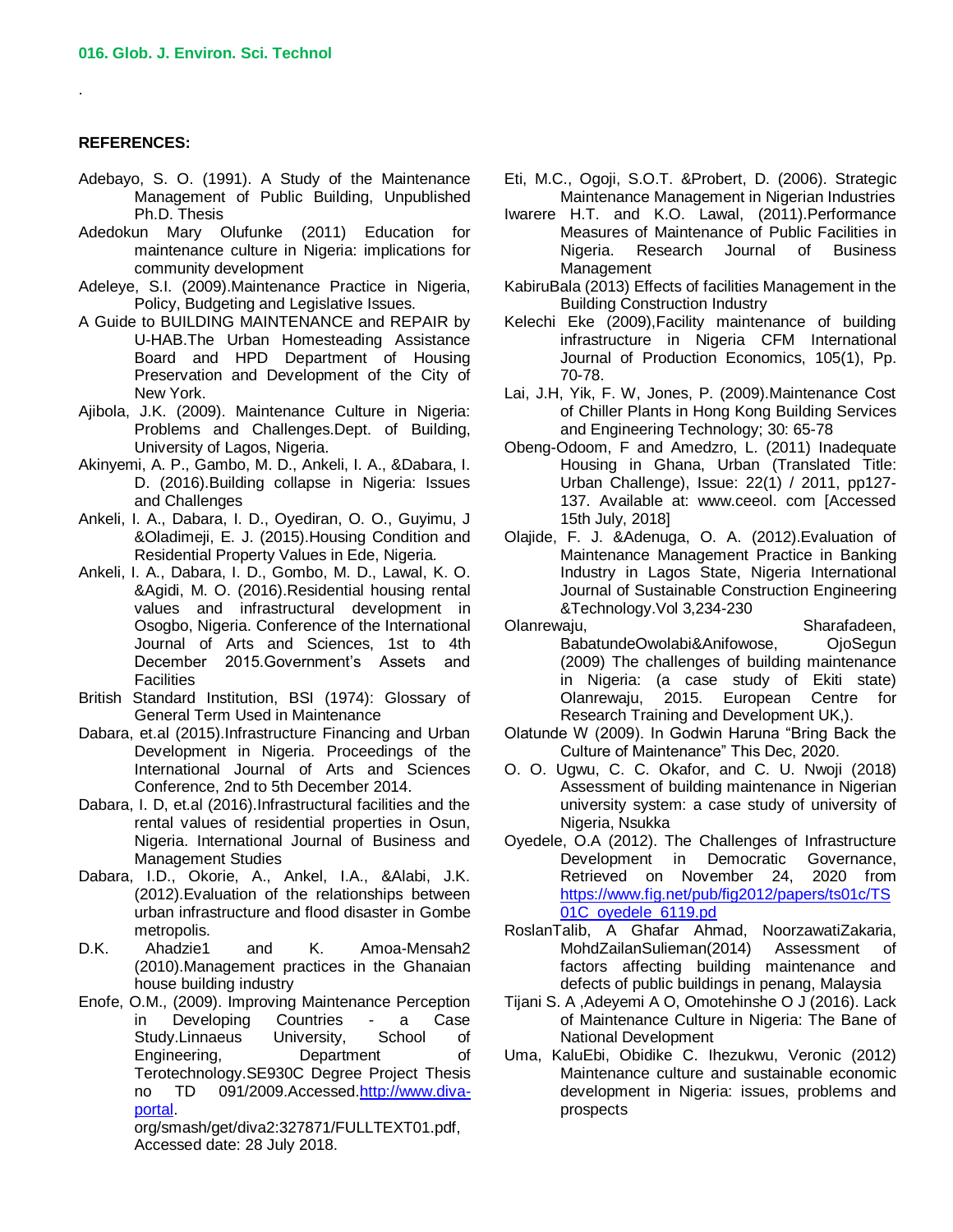## REFERENCES:

Adebayo, S. O. (1991). A Study of the Maintenance Management of Public Building, Unpublished Ph.D. Thesis

Adedokun Mary Olufunke (2011) Education for maintenance culture in Nigeria: implications for community development

Adeleye, S.I. (2009).Maintenance Practice in Nigeria, Policy, Budgeting and Legislative Issues.

A Guide to BUILDING MAINTENANCE and REPAIR by U-HAB.The Urban Homesteading Assistance Board and HPD Department of Housing Preservation and Development of the City of New York.

Ajibola, J.K. (2009). Maintenance Culture in Nigeria: Problems and Challenges.Dept. of Building, University of Lagos, Nigeria.

Akinyemi, A. P., Gambo, M. D., Ankeli, I. A., &Dabara, I. D. (2016).Building collapse in Nigeria: Issues and Challenges

Ankeli, I. A., Dabara, I. D., Oyediran, O. O., Guyimu, J &Oladimeji, E. J. (2015).Housing Condition and Residential Property Values in Ede, Nigeria.

Ankeli, I. A., Dabara, I. D., Gombo, M. D., Lawal, K. O. &Agidi, M. O. (2016).Residential housing rental values and infrastructural development in Osogbo, Nigeria. Conference of the International Journal of Arts and Sciences, 1st to 4th December 2015.Government's Assets and Facilities

British Standard Institution, BSI (1974): Glossary of General Term Used in Maintenance

Dabara, et.al (2015).Infrastructure Financing and Urban Development in Nigeria. Proceedings of the International Journal of Arts and Sciences Conference, 2nd to 5th December 2014.

Dabara, I. D, et.al (2016).Infrastructural facilities and the rental values of residential properties in Osun, Nigeria. International Journal of Business and Management Studies

Dabara, I.D., Okorie, A., Ankel, I.A., &Alabi, J.K. (2012).Evaluation of the relationships between urban infrastructure and flood disaster in Gombe metropolis.

D.K. Ahadzie1 and K. Amoa-Mensah2 (2010).Management practices in the Ghanaian house building industry

Enofe, O.M., (2009). Improving Maintenance Perception in Developing Countries - a Case Study.Linnaeus University, School of Engineering, Department of Terotechnology.SE930C Degree Project Thesis no TD 091/2009.Accessed.http://www.diva-portal. org/smash/get/diva2:327871/FULLTEXT01.pdf, Accessed date: 28 July 2018.

Eti, M.C., Ogoji, S.O.T. &Probert, D. (2006). Strategic Maintenance Management in Nigerian Industries

Iwarere H.T. and K.O. Lawal, (2011).Performance Measures of Maintenance of Public Facilities in Nigeria. Research Journal of Business Management

KabiruBala (2013) Effects of facilities Management in the Building Construction Industry

Kelechi Eke (2009),Facility maintenance of building infrastructure in Nigeria CFM International Journal of Production Economics, 105(1), Pp. 70-78.

Lai, J.H, Yik, F. W, Jones, P. (2009).Maintenance Cost of Chiller Plants in Hong Kong Building Services and Engineering Technology; 30: 65-78

Obeng-Odoom, F and Amedzro, L. (2011) Inadequate Housing in Ghana, Urban (Translated Title: Urban Challenge), Issue: 22(1) / 2011, pp127-137. Available at: www.ceeol. com [Accessed 15th July, 2018]

Olajide, F. J. &Adenuga, O. A. (2012).Evaluation of Maintenance Management Practice in Banking Industry in Lagos State, Nigeria International Journal of Sustainable Construction Engineering &Technology.Vol 3,234-230

Olanrewaju, Sharafadeen, BabatundeOwolabi&Anifowose, OjoSegun (2009) The challenges of building maintenance in Nigeria: (a case study of Ekiti state) Olanrewaju, 2015. European Centre for Research Training and Development UK,).

Olatunde W (2009). In Godwin Haruna "Bring Back the Culture of Maintenance" This Dec, 2020.

O. O. Ugwu, C. C. Okafor, and C. U. Nwoji (2018) Assessment of building maintenance in Nigerian university system: a case study of university of Nigeria, Nsukka

Oyedele, O.A (2012). The Challenges of Infrastructure Development in Democratic Governance, Retrieved on November 24, 2020 from https://www.fig.net/pub/fig2012/papers/ts01c/TS01C_oyedele_6119.pd

RoslanTalib, A Ghafar Ahmad, NoorzawatiZakaria, MohdZailanSulieman(2014) Assessment of factors affecting building maintenance and defects of public buildings in penang, Malaysia

Tijani S. A ,Adeyemi A O, Omotehinshe O J (2016). Lack of Maintenance Culture in Nigeria: The Bane of National Development

Uma, KaluEbi, Obidike C. Ihezukwu, Veronic (2012) Maintenance culture and sustainable economic development in Nigeria: issues, problems and prospects